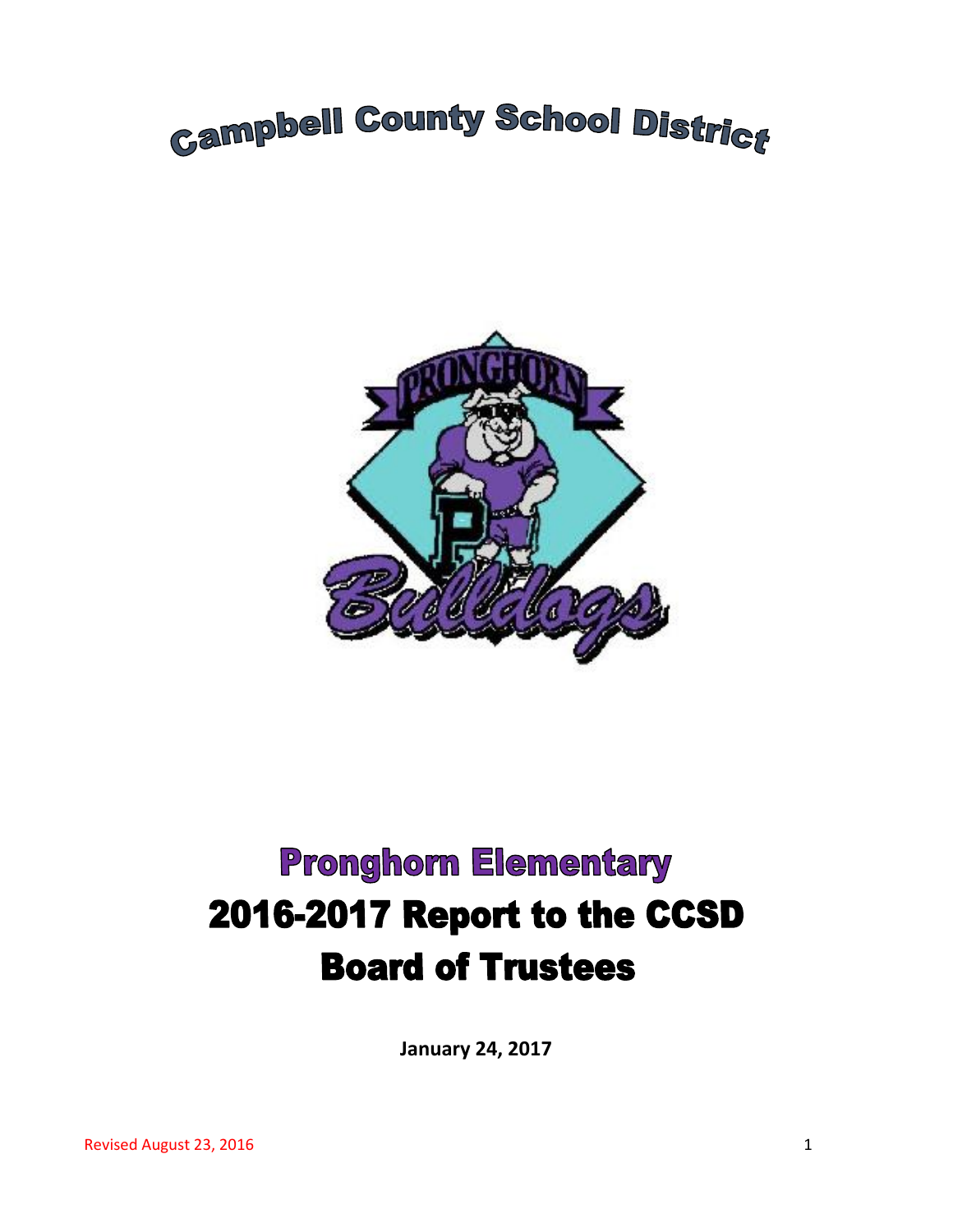# Campbell County School District

# Pronghorn Elementary

# 2016-2017 Report to the CCSD Board of Trustees

**January 24, 2017**

Revised August 23, 2016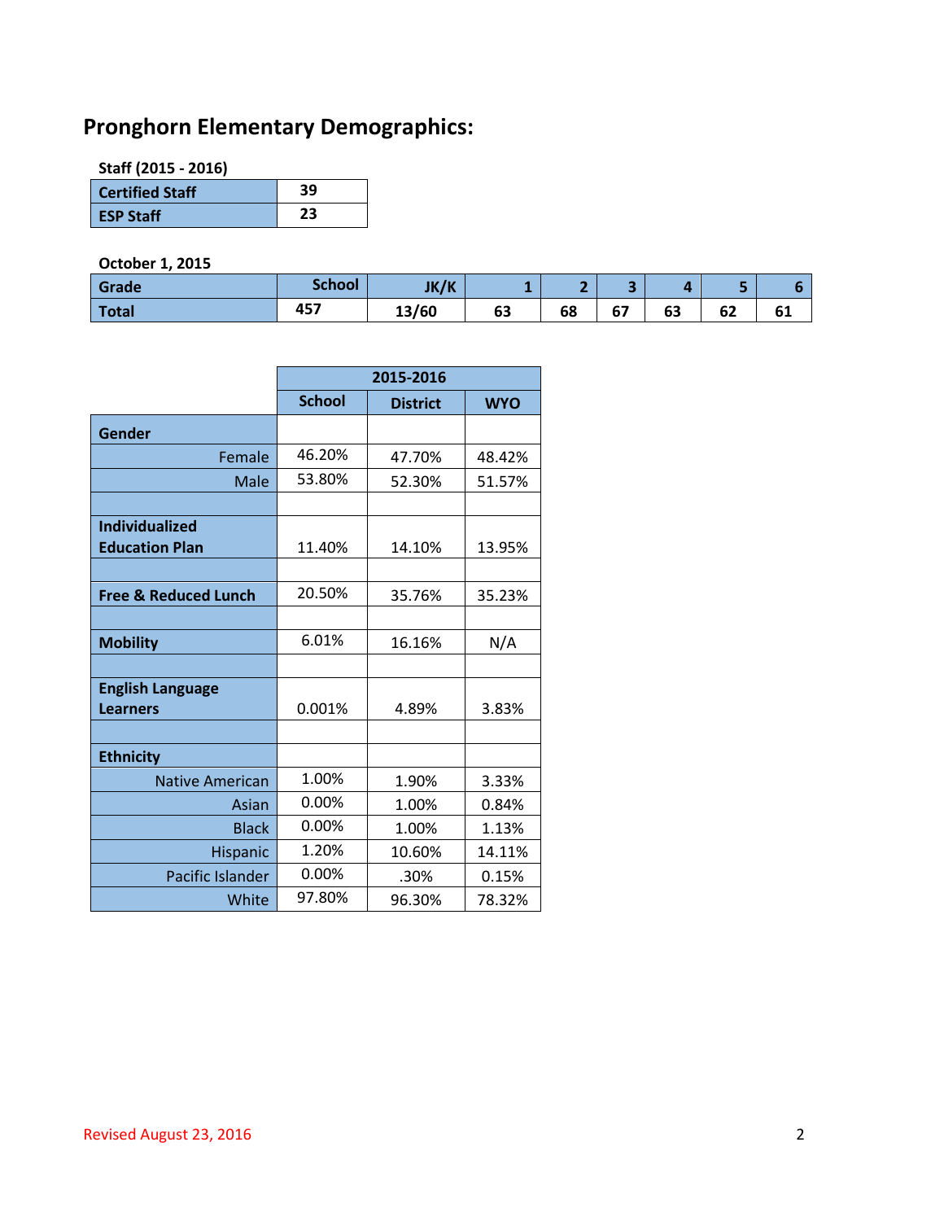# Pronghorn Elementary Demographics:

**Staff (2015 - 2016)**

| Certified Staff | 39 |
|---|---|
| ESP Staff | 23 |

**October 1, 2015**

| Grade | School | JK/K | 1 | 2 | 3 | 4 | 5 | 6 |
|---|---|---|---|---|---|---|---|---|
| Total | 457 | 13/60 | 63 | 68 | 67 | 63 | 62 | 61 |

| | 2015-2016 | | |
|---|---|---|---|
| | School | District | WYO |
| **Gender** | | | |
| Female | 46.20% | 47.70% | 48.42% |
| Male | 53.80% | 52.30% | 51.57% |
| | | | |
| **Individualized Education Plan** | 11.40% | 14.10% | 13.95% |
| | | | |
| **Free & Reduced Lunch** | 20.50% | 35.76% | 35.23% |
| | | | |
| **Mobility** | 6.01% | 16.16% | N/A |
| | | | |
| **English Language Learners** | 0.001% | 4.89% | 3.83% |
| | | | |
| **Ethnicity** | | | |
| Native American | 1.00% | 1.90% | 3.33% |
| Asian | 0.00% | 1.00% | 0.84% |
| Black | 0.00% | 1.00% | 1.13% |
| Hispanic | 1.20% | 10.60% | 14.11% |
| Pacific Islander | 0.00% | .30% | 0.15% |
| White | 97.80% | 96.30% | 78.32% |

Revised August 23, 2016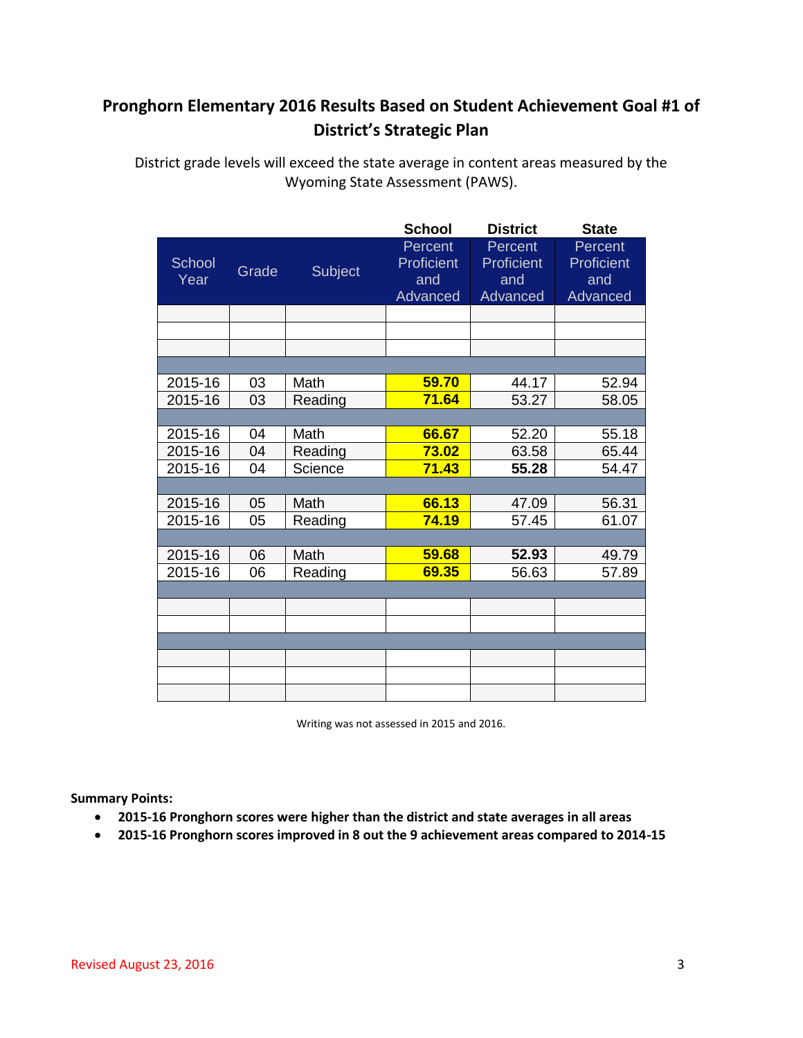# Pronghorn Elementary 2016 Results Based on Student Achievement Goal #1 of District's Strategic Plan

District grade levels will exceed the state average in content areas measured by the Wyoming State Assessment (PAWS).

| | | | School | District | State |
|---|---|---|---|---|---|
| School Year | Grade | Subject | Percent Proficient and Advanced | Percent Proficient and Advanced | Percent Proficient and Advanced |
| 2015-16 | 03 | Math | **59.70** | 44.17 | 52.94 |
| 2015-16 | 03 | Reading | **71.64** | 53.27 | 58.05 |
| 2015-16 | 04 | Math | **66.67** | 52.20 | 55.18 |
| 2015-16 | 04 | Reading | **73.02** | 63.58 | 65.44 |
| 2015-16 | 04 | Science | **71.43** | **55.28** | 54.47 |
| 2015-16 | 05 | Math | **66.13** | 47.09 | 56.31 |
| 2015-16 | 05 | Reading | **74.19** | 57.45 | 61.07 |
| 2015-16 | 06 | Math | **59.68** | **52.93** | 49.79 |
| 2015-16 | 06 | Reading | **69.35** | 56.63 | 57.89 |

Writing was not assessed in 2015 and 2016.

**Summary Points:**

- **2015-16 Pronghorn scores were higher than the district and state averages in all areas**
- **2015-16 Pronghorn scores improved in 8 out the 9 achievement areas compared to 2014-15**

Revised August 23, 2016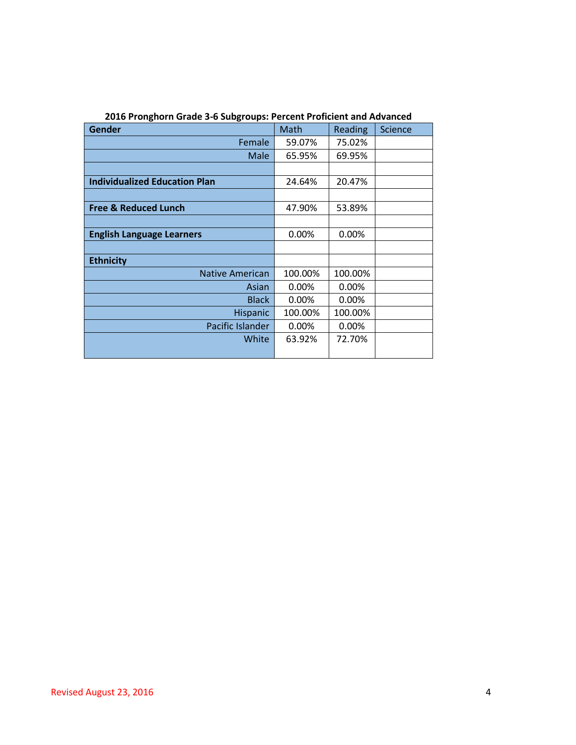**2016 Pronghorn Grade 3-6 Subgroups: Percent Proficient and Advanced**

| **Gender** | Math | Reading | Science |
|---|---|---|---|
| Female | 59.07% | 75.02% | |
| Male | 65.95% | 69.95% | |
| | | | |
| **Individualized Education Plan** | 24.64% | 20.47% | |
| | | | |
| **Free & Reduced Lunch** | 47.90% | 53.89% | |
| | | | |
| **English Language Learners** | 0.00% | 0.00% | |
| | | | |
| **Ethnicity** | | | |
| Native American | 100.00% | 100.00% | |
| Asian | 0.00% | 0.00% | |
| Black | 0.00% | 0.00% | |
| Hispanic | 100.00% | 100.00% | |
| Pacific Islander | 0.00% | 0.00% | |
| White | 63.92% | 72.70% | |

Revised August 23, 2016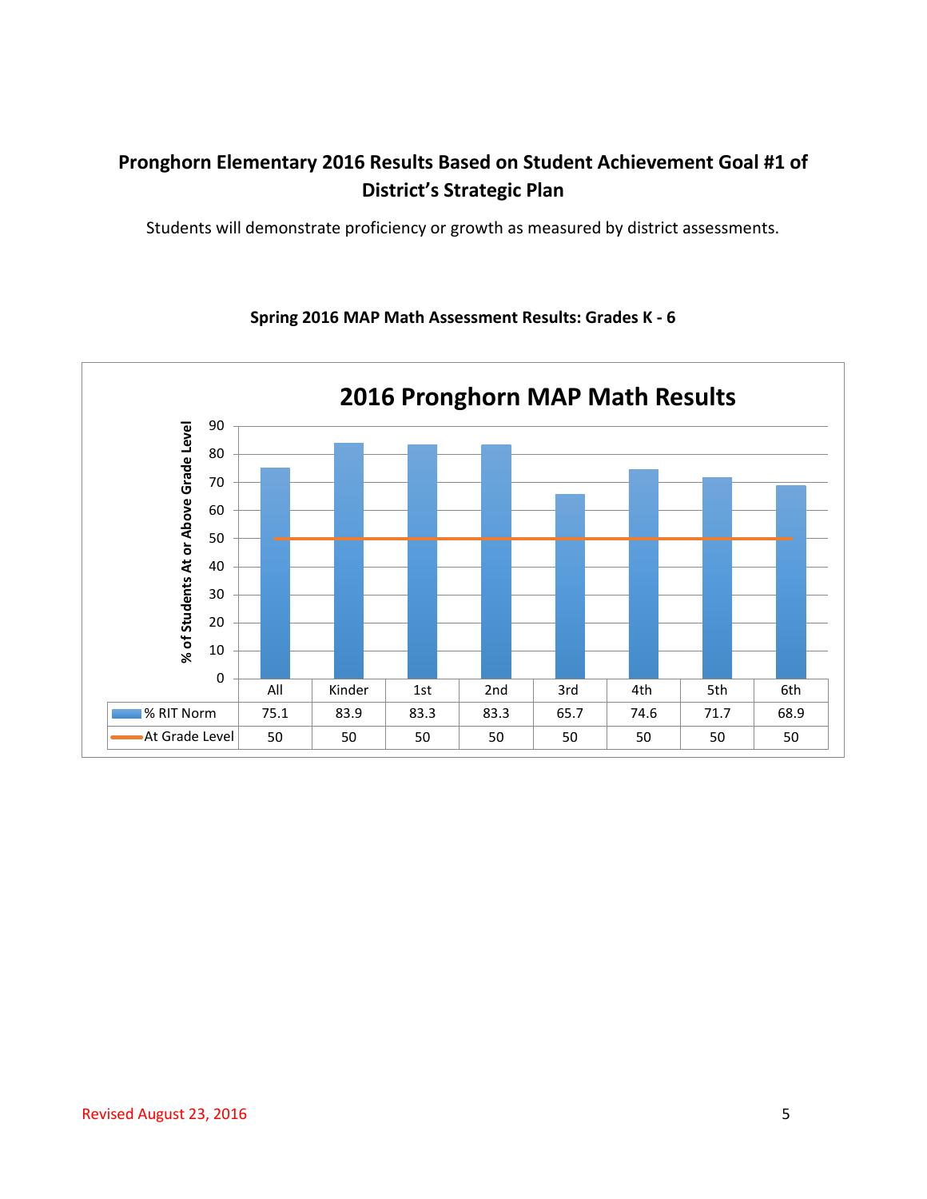**Pronghorn Elementary 2016 Results Based on Student Achievement Goal #1 of District's Strategic Plan**

Students will demonstrate proficiency or growth as measured by district assessments.

**Spring 2016 MAP Math Assessment Results: Grades K - 6**

**2016 Pronghorn MAP Math Results**

| | All | Kinder | 1st | 2nd | 3rd | 4th | 5th | 6th |
|---|---|---|---|---|---|---|---|---|
| % RIT Norm | 75.1 | 83.9 | 83.3 | 83.3 | 65.7 | 74.6 | 71.7 | 68.9 |
| At Grade Level | 50 | 50 | 50 | 50 | 50 | 50 | 50 | 50 |

Y-axis: % of Students At or Above Grade Level

Revised August 23, 2016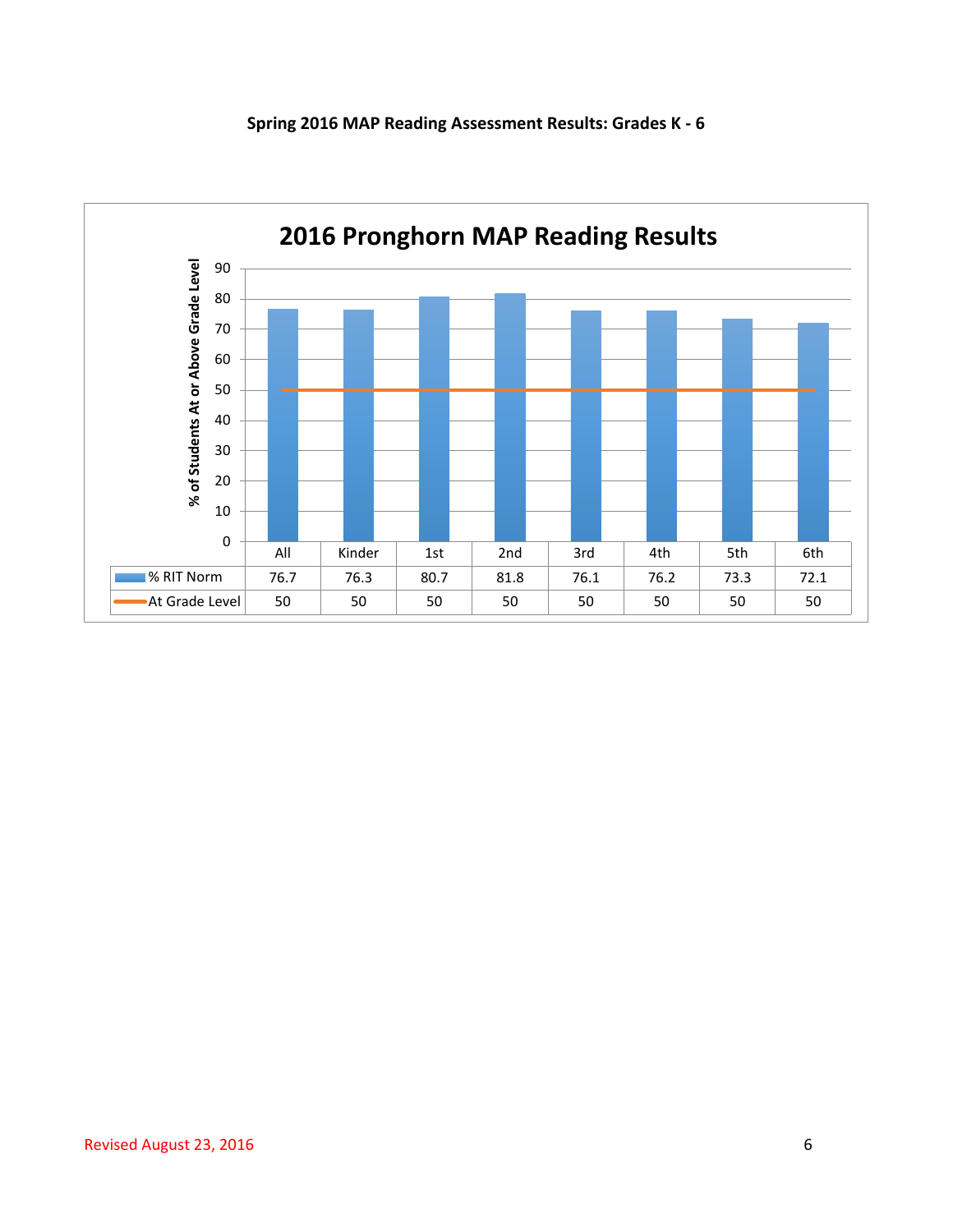**Spring 2016 MAP Reading Assessment Results: Grades K - 6**

## 2016 Pronghorn MAP Reading Results

% of Students At or Above Grade Level

| | All | Kinder | 1st | 2nd | 3rd | 4th | 5th | 6th |
|---|---|---|---|---|---|---|---|---|
| % RIT Norm | 76.7 | 76.3 | 80.7 | 81.8 | 76.1 | 76.2 | 73.3 | 72.1 |
| At Grade Level | 50 | 50 | 50 | 50 | 50 | 50 | 50 | 50 |

Revised August 23, 2016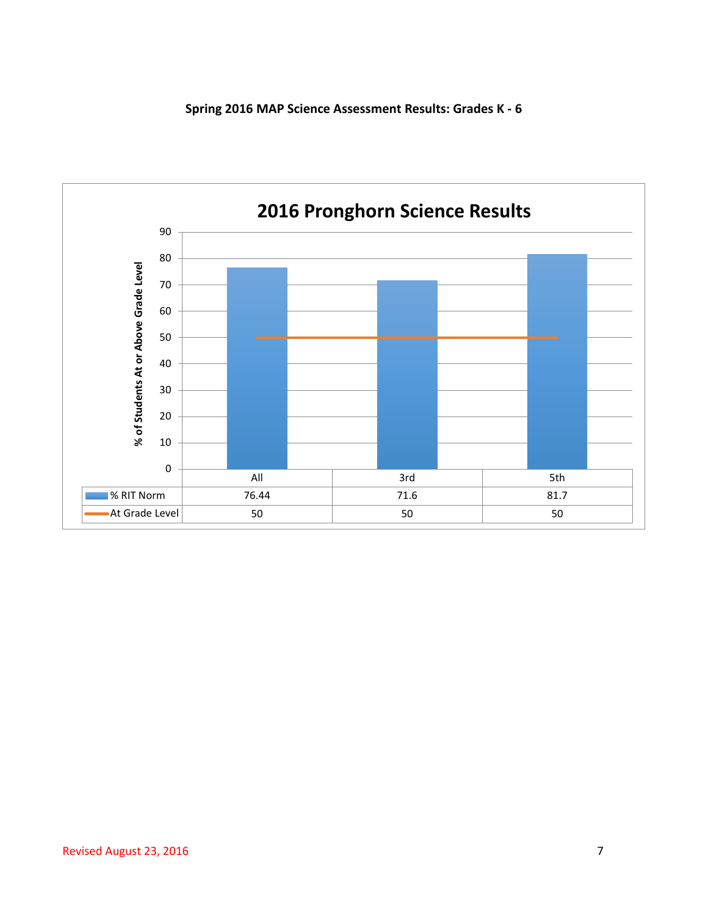**Spring 2016 MAP Science Assessment Results: Grades K - 6**

## 2016 Pronghorn Science Results

| | All | 3rd | 5th |
|---|---|---|---|
| % RIT Norm | 76.44 | 71.6 | 81.7 |
| At Grade Level | 50 | 50 | 50 |

% of Students At or Above Grade Level

Revised August 23, 2016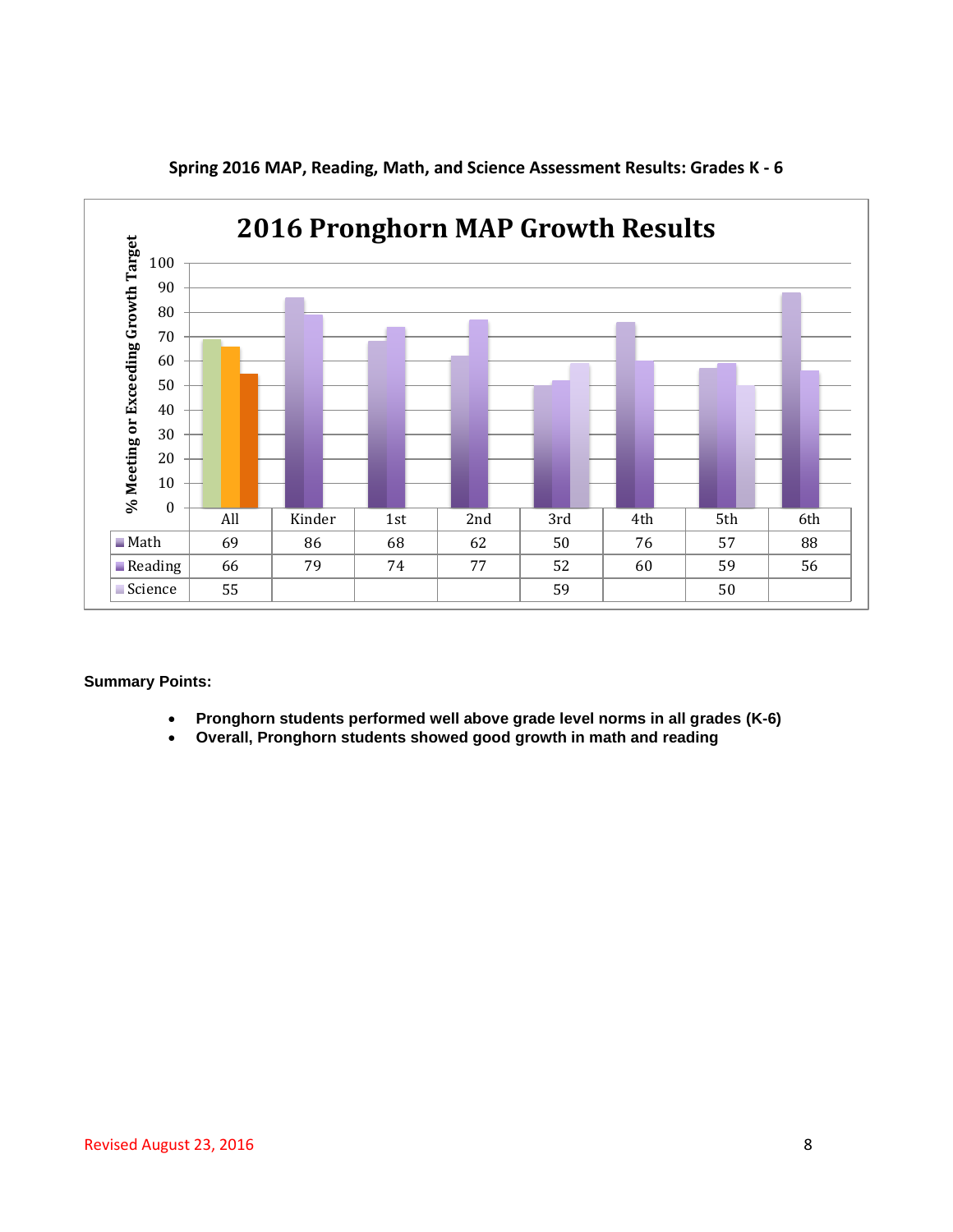**Spring 2016 MAP, Reading, Math, and Science Assessment Results: Grades K - 6**

**2016 Pronghorn MAP Growth Results**

% Meeting or Exceeding Growth Target

| | All | Kinder | 1st | 2nd | 3rd | 4th | 5th | 6th |
|---|---|---|---|---|---|---|---|---|
| Math | 69 | 86 | 68 | 62 | 50 | 76 | 57 | 88 |
| Reading | 66 | 79 | 74 | 77 | 52 | 60 | 59 | 56 |
| Science | 55 | | | | 59 | | 50 | |

**Summary Points:**

- **Pronghorn students performed well above grade level norms in all grades (K-6)**
- **Overall, Pronghorn students showed good growth in math and reading**

Revised August 23, 2016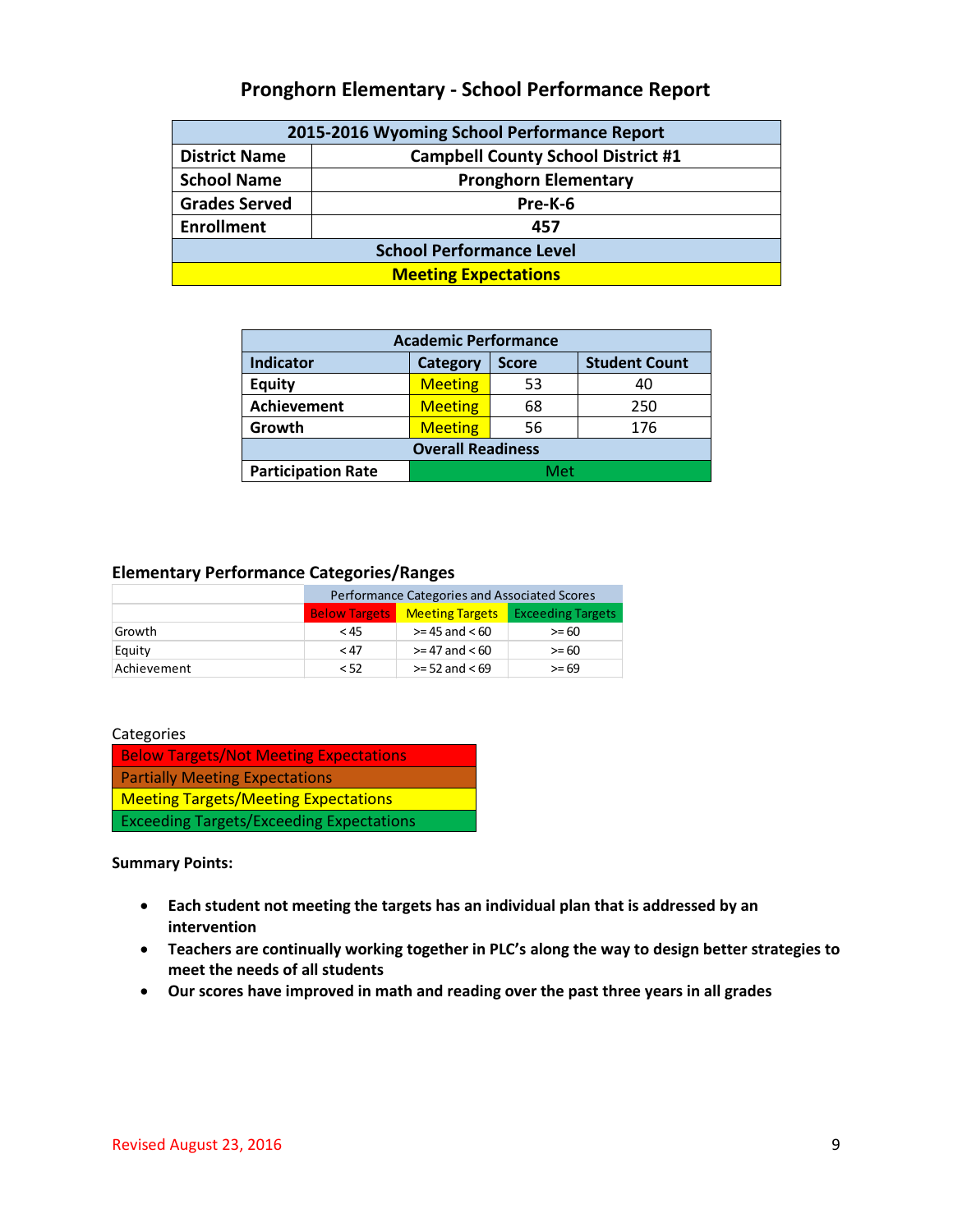# Pronghorn Elementary - School Performance Report

| 2015-2016 Wyoming School Performance Report | |
|---|---|
| **District Name** | **Campbell County School District #1** |
| **School Name** | **Pronghorn Elementary** |
| **Grades Served** | **Pre-K-6** |
| **Enrollment** | **457** |
| **School Performance Level** | |
| **Meeting Expectations** | |

| Academic Performance | | | |
|---|---|---|---|
| **Indicator** | **Category** | **Score** | **Student Count** |
| **Equity** | Meeting | 53 | 40 |
| **Achievement** | Meeting | 68 | 250 |
| **Growth** | Meeting | 56 | 176 |
| **Overall Readiness** | | | |
| **Participation Rate** | Met | | |

### Elementary Performance Categories/Ranges

| | Performance Categories and Associated Scores | | |
|---|---|---|---|
| | Below Targets | Meeting Targets | Exceeding Targets |
| Growth | < 45 | >= 45 and < 60 | >= 60 |
| Equity | < 47 | >= 47 and < 60 | >= 60 |
| Achievement | < 52 | >= 52 and < 69 | >= 69 |

Categories

| |
|---|
| Below Targets/Not Meeting Expectations |
| Partially Meeting Expectations |
| Meeting Targets/Meeting Expectations |
| Exceeding Targets/Exceeding Expectations |

**Summary Points:**

- **Each student not meeting the targets has an individual plan that is addressed by an intervention**
- **Teachers are continually working together in PLC's along the way to design better strategies to meet the needs of all students**
- **Our scores have improved in math and reading over the past three years in all grades**

Revised August 23, 2016